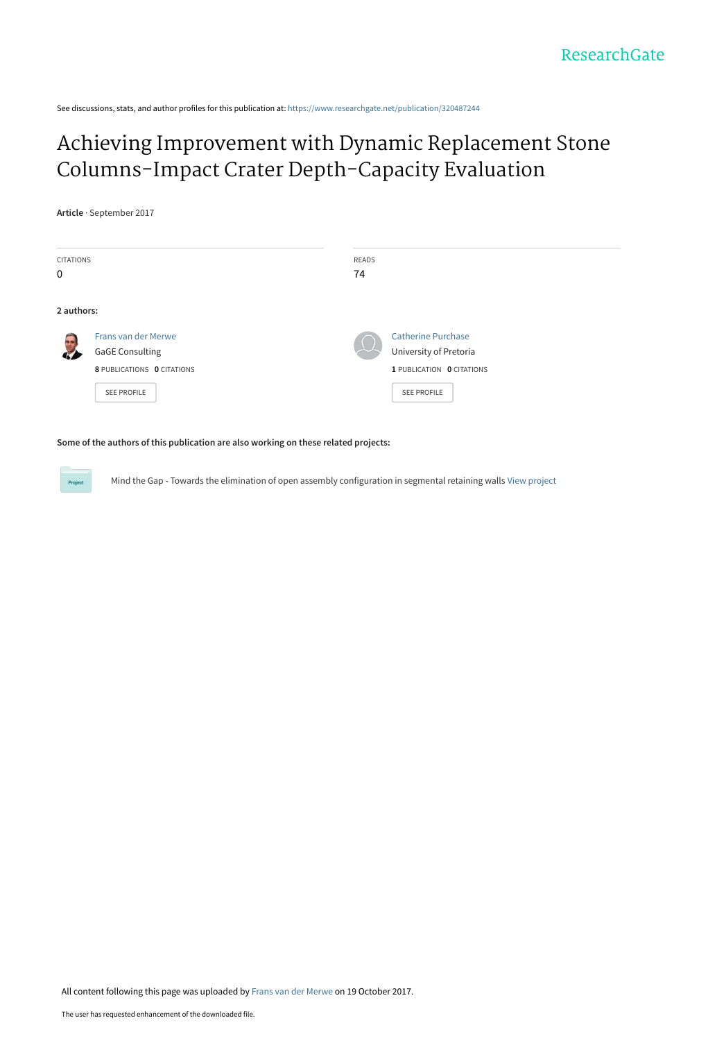ResearchGate

See discussions, stats, and author profiles for this publication at: https://www.researchgate.net/publication/320487244

# Achieving Improvement with Dynamic Replacement Stone Columns-Impact Crater Depth-Capacity Evaluation

**Article** · September 2017

| CITATIONS | READS |
| --- | --- |
| 0 | 74 |

**2 authors:**

Frans van der Merwe
GaGE Consulting
8 PUBLICATIONS 0 CITATIONS
SEE PROFILE

Catherine Purchase
University of Pretoria
1 PUBLICATION 0 CITATIONS
SEE PROFILE

**Some of the authors of this publication are also working on these related projects:**

Project: Mind the Gap - Towards the elimination of open assembly configuration in segmental retaining walls View project

All content following this page was uploaded by Frans van der Merwe on 19 October 2017.

The user has requested enhancement of the downloaded file.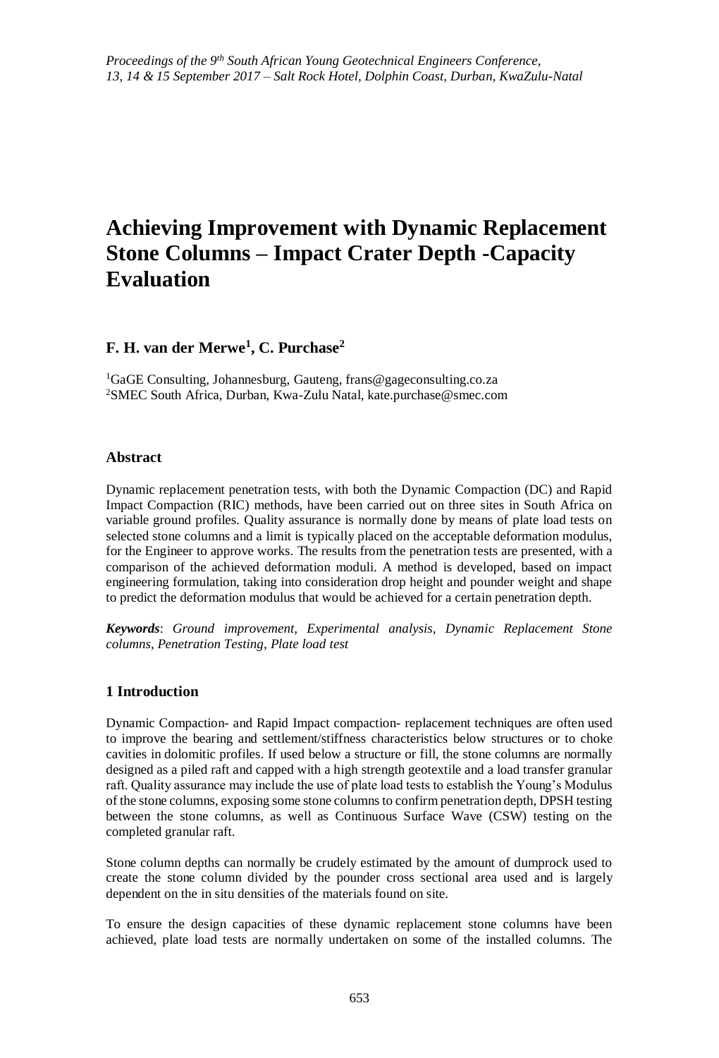# Achieving Improvement with Dynamic Replacement Stone Columns – Impact Crater Depth -Capacity Evaluation

## F. H. van der Merwe[1], C. Purchase[2]

[1]GaGE Consulting, Johannesburg, Gauteng, frans@gageconsulting.co.za
[2]SMEC South Africa, Durban, Kwa-Zulu Natal, kate.purchase@smec.com

### Abstract

Dynamic replacement penetration tests, with both the Dynamic Compaction (DC) and Rapid Impact Compaction (RIC) methods, have been carried out on three sites in South Africa on variable ground profiles. Quality assurance is normally done by means of plate load tests on selected stone columns and a limit is typically placed on the acceptable deformation modulus, for the Engineer to approve works. The results from the penetration tests are presented, with a comparison of the achieved deformation moduli. A method is developed, based on impact engineering formulation, taking into consideration drop height and pounder weight and shape to predict the deformation modulus that would be achieved for a certain penetration depth.

***Keywords***: *Ground improvement, Experimental analysis, Dynamic Replacement Stone columns, Penetration Testing, Plate load test*

### 1 Introduction

Dynamic Compaction- and Rapid Impact compaction- replacement techniques are often used to improve the bearing and settlement/stiffness characteristics below structures or to choke cavities in dolomitic profiles. If used below a structure or fill, the stone columns are normally designed as a piled raft and capped with a high strength geotextile and a load transfer granular raft. Quality assurance may include the use of plate load tests to establish the Young's Modulus of the stone columns, exposing some stone columns to confirm penetration depth, DPSH testing between the stone columns, as well as Continuous Surface Wave (CSW) testing on the completed granular raft.

Stone column depths can normally be crudely estimated by the amount of dumprock used to create the stone column divided by the pounder cross sectional area used and is largely dependent on the in situ densities of the materials found on site.

To ensure the design capacities of these dynamic replacement stone columns have been achieved, plate load tests are normally undertaken on some of the installed columns. The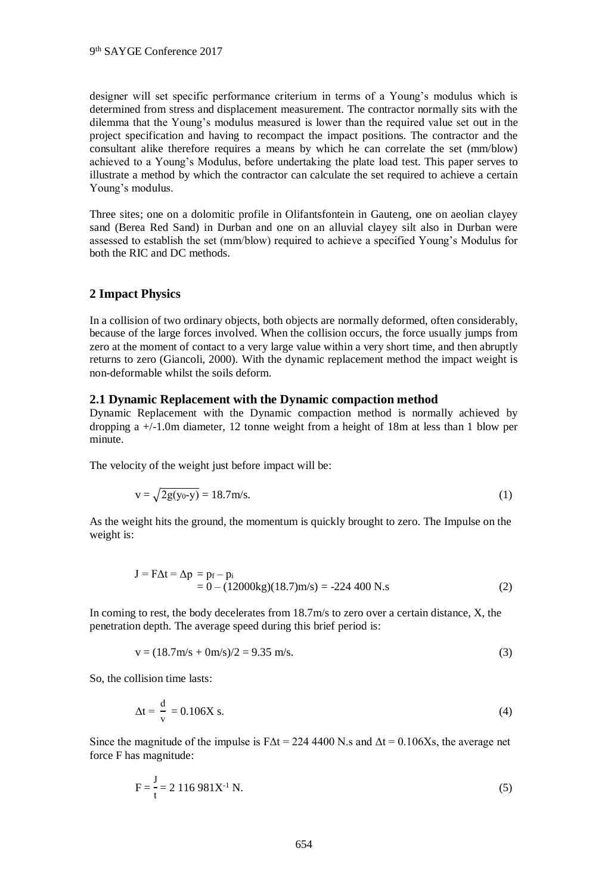designer will set specific performance criterium in terms of a Young's modulus which is determined from stress and displacement measurement. The contractor normally sits with the dilemma that the Young's modulus measured is lower than the required value set out in the project specification and having to recompact the impact positions. The contractor and the consultant alike therefore requires a means by which he can correlate the set (mm/blow) achieved to a Young's Modulus, before undertaking the plate load test. This paper serves to illustrate a method by which the contractor can calculate the set required to achieve a certain Young's modulus.

Three sites; one on a dolomitic profile in Olifantsfontein in Gauteng, one on aeolian clayey sand (Berea Red Sand) in Durban and one on an alluvial clayey silt also in Durban were assessed to establish the set (mm/blow) required to achieve a specified Young's Modulus for both the RIC and DC methods.

## 2 Impact Physics

In a collision of two ordinary objects, both objects are normally deformed, often considerably, because of the large forces involved. When the collision occurs, the force usually jumps from zero at the moment of contact to a very large value within a very short time, and then abruptly returns to zero (Giancoli, 2000). With the dynamic replacement method the impact weight is non-deformable whilst the soils deform.

### 2.1 Dynamic Replacement with the Dynamic compaction method

Dynamic Replacement with the Dynamic compaction method is normally achieved by dropping a +/-1.0m diameter, 12 tonne weight from a height of 18m at less than 1 blow per minute.

The velocity of the weight just before impact will be:

$$v = \sqrt{2g(y_0 - y)} = 18.7\text{m/s.} \tag{1}$$

As the weight hits the ground, the momentum is quickly brought to zero. The Impulse on the weight is:

$$\begin{aligned} J = F\Delta t = \Delta p &= p_f - p_i \\ &= 0 - (12000\text{kg})(18.7)\text{m/s}) = -224\,400 \text{ N.s} \end{aligned} \tag{2}$$

In coming to rest, the body decelerates from 18.7m/s to zero over a certain distance, X, the penetration depth. The average speed during this brief period is:

$$v = (18.7\text{m/s} + 0\text{m/s})/2 = 9.35 \text{ m/s.} \tag{3}$$

So, the collision time lasts:

$$\Delta t = \frac{d}{v} = 0.106X \text{ s.} \tag{4}$$

Since the magnitude of the impulse is $F\Delta t = 224\ 4400$ N.s and $\Delta t = 0.106X$s, the average net force F has magnitude:

$$F = \frac{J}{t} = 2\,116\,981X^{-1} \text{ N.} \tag{5}$$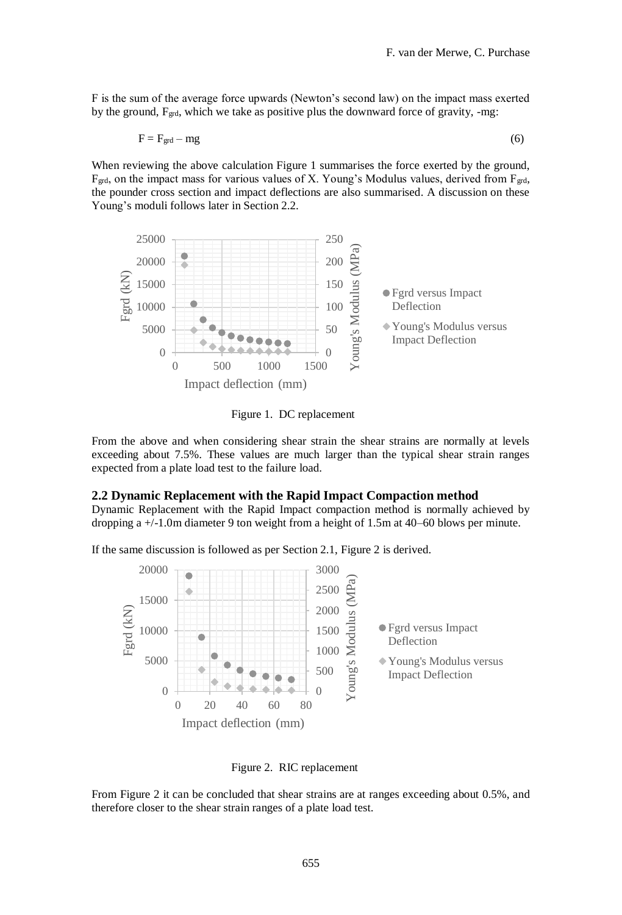F is the sum of the average force upwards (Newton's second law) on the impact mass exerted by the ground, $F_{grd}$, which we take as positive plus the downward force of gravity, -mg:

$$F = F_{grd} - mg \tag{6}$$

When reviewing the above calculation Figure 1 summarises the force exerted by the ground, $F_{grd}$, on the impact mass for various values of X. Young's Modulus values, derived from $F_{grd}$, the pounder cross section and impact deflections are also summarised. A discussion on these Young's moduli follows later in Section 2.2.

Figure 1. DC replacement

From the above and when considering shear strain the shear strains are normally at levels exceeding about 7.5%. These values are much larger than the typical shear strain ranges expected from a plate load test to the failure load.

### 2.2 Dynamic Replacement with the Rapid Impact Compaction method

Dynamic Replacement with the Rapid Impact compaction method is normally achieved by dropping a +/-1.0m diameter 9 ton weight from a height of 1.5m at 40–60 blows per minute.

If the same discussion is followed as per Section 2.1, Figure 2 is derived.

Figure 2. RIC replacement

From Figure 2 it can be concluded that shear strains are at ranges exceeding about 0.5%, and therefore closer to the shear strain ranges of a plate load test.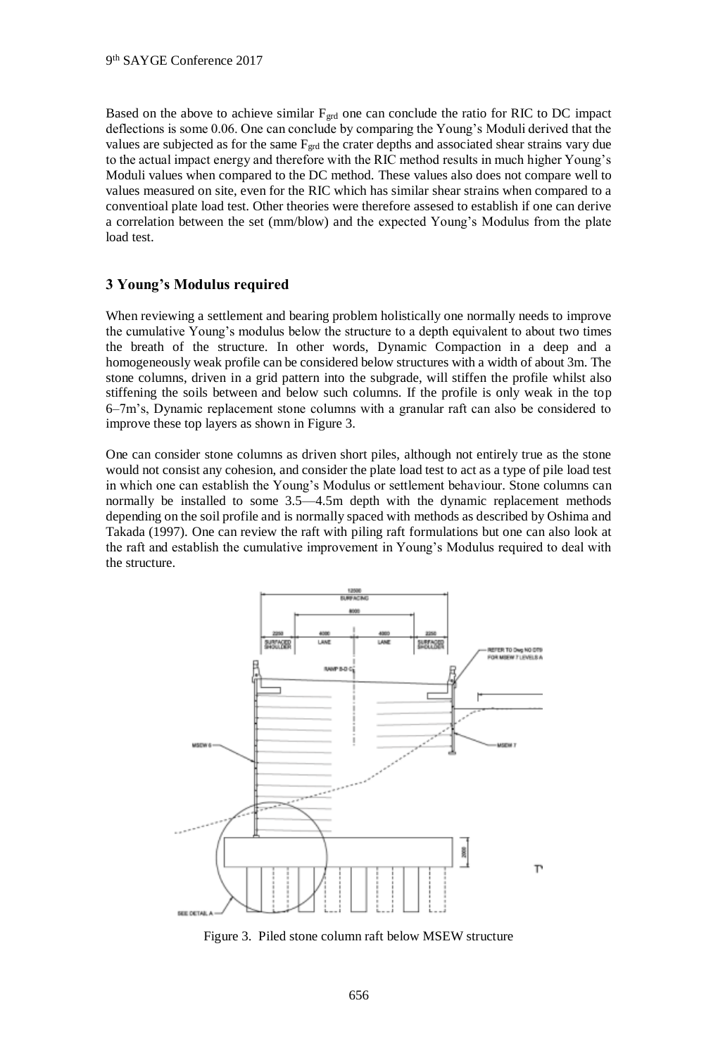Based on the above to achieve similar $F_{grd}$ one can conclude the ratio for RIC to DC impact deflections is some 0.06. One can conclude by comparing the Young's Moduli derived that the values are subjected as for the same $F_{grd}$ the crater depths and associated shear strains vary due to the actual impact energy and therefore with the RIC method results in much higher Young's Moduli values when compared to the DC method. These values also does not compare well to values measured on site, even for the RIC which has similar shear strains when compared to a conventioal plate load test. Other theories were therefore assesed to establish if one can derive a correlation between the set (mm/blow) and the expected Young's Modulus from the plate load test.

## 3 Young's Modulus required

When reviewing a settlement and bearing problem holistically one normally needs to improve the cumulative Young's modulus below the structure to a depth equivalent to about two times the breath of the structure. In other words, Dynamic Compaction in a deep and a homogeneously weak profile can be considered below structures with a width of about 3m. The stone columns, driven in a grid pattern into the subgrade, will stiffen the profile whilst also stiffening the soils between and below such columns. If the profile is only weak in the top 6–7m's, Dynamic replacement stone columns with a granular raft can also be considered to improve these top layers as shown in Figure 3.

One can consider stone columns as driven short piles, although not entirely true as the stone would not consist any cohesion, and consider the plate load test to act as a type of pile load test in which one can establish the Young's Modulus or settlement behaviour. Stone columns can normally be installed to some 3.5—4.5m depth with the dynamic replacement methods depending on the soil profile and is normally spaced with methods as described by Oshima and Takada (1997). One can review the raft with piling raft formulations but one can also look at the raft and establish the cumulative improvement in Young's Modulus required to deal with the structure.

Figure 3. Piled stone column raft below MSEW structure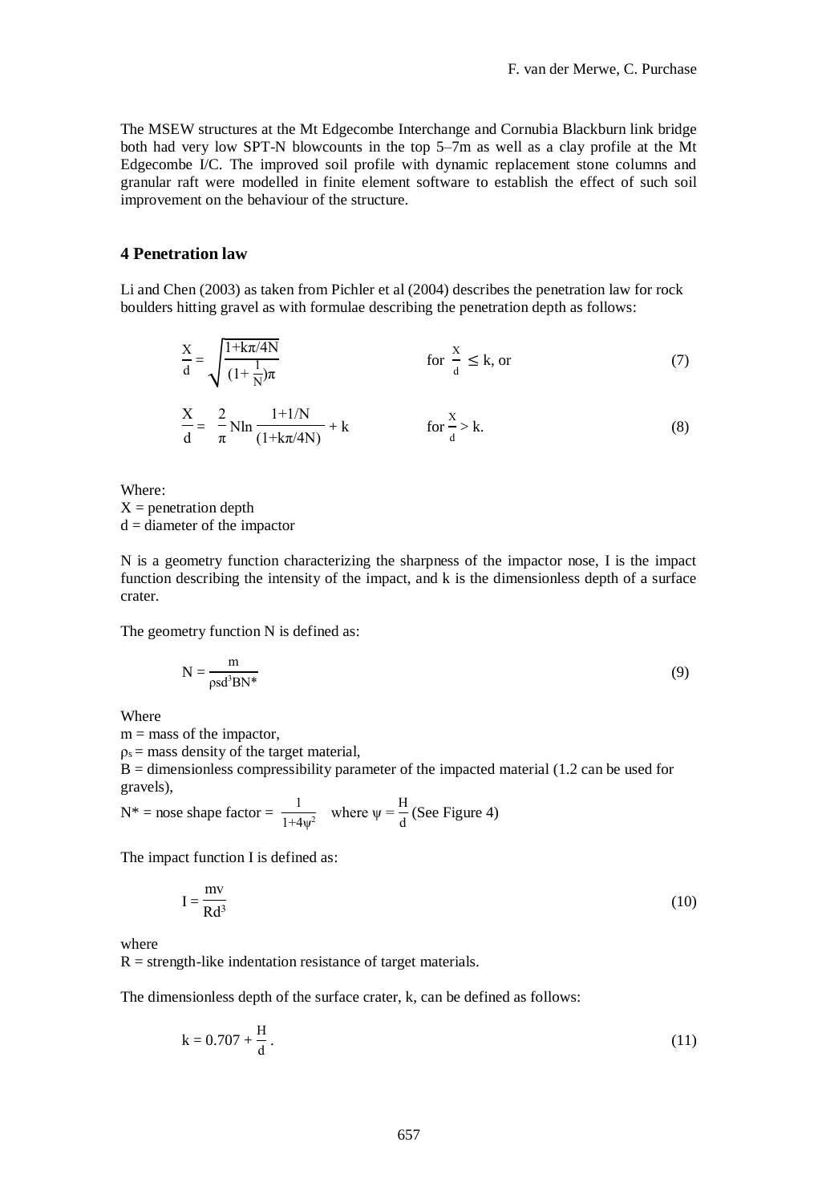The MSEW structures at the Mt Edgecombe Interchange and Cornubia Blackburn link bridge both had very low SPT-N blowcounts in the top 5–7m as well as a clay profile at the Mt Edgecombe I/C. The improved soil profile with dynamic replacement stone columns and granular raft were modelled in finite element software to establish the effect of such soil improvement on the behaviour of the structure.

## 4 Penetration law

Li and Chen (2003) as taken from Pichler et al (2004) describes the penetration law for rock boulders hitting gravel as with formulae describing the penetration depth as follows:

$$\frac{X}{d} = \sqrt{\frac{1+k\pi/4N}{(1+\frac{1}{N})\pi}} \qquad \text{for } \frac{X}{d} \leq k \text{, or} \tag{7}$$

$$\frac{X}{d} = \frac{2}{\pi} N \ln \frac{1+1/N}{(1+k\pi/4N)} + k \qquad \text{for } \frac{X}{d} > k. \tag{8}$$

Where:
X = penetration depth
d = diameter of the impactor

N is a geometry function characterizing the sharpness of the impactor nose, I is the impact function describing the intensity of the impact, and k is the dimensionless depth of a surface crater.

The geometry function N is defined as:

$$N = \frac{m}{\rho s d^3 B N^*} \tag{9}$$

Where
m = mass of the impactor,
$\rho_s$ = mass density of the target material,
B = dimensionless compressibility parameter of the impacted material (1.2 can be used for gravels),
$N^*$ = nose shape factor = $\frac{1}{1+4\psi^2}$ where $\psi = \frac{H}{d}$ (See Figure 4)

The impact function I is defined as:

$$I = \frac{mv}{Rd^3} \tag{10}$$

where
R = strength-like indentation resistance of target materials.

The dimensionless depth of the surface crater, k, can be defined as follows:

$$k = 0.707 + \frac{H}{d}. \tag{11}$$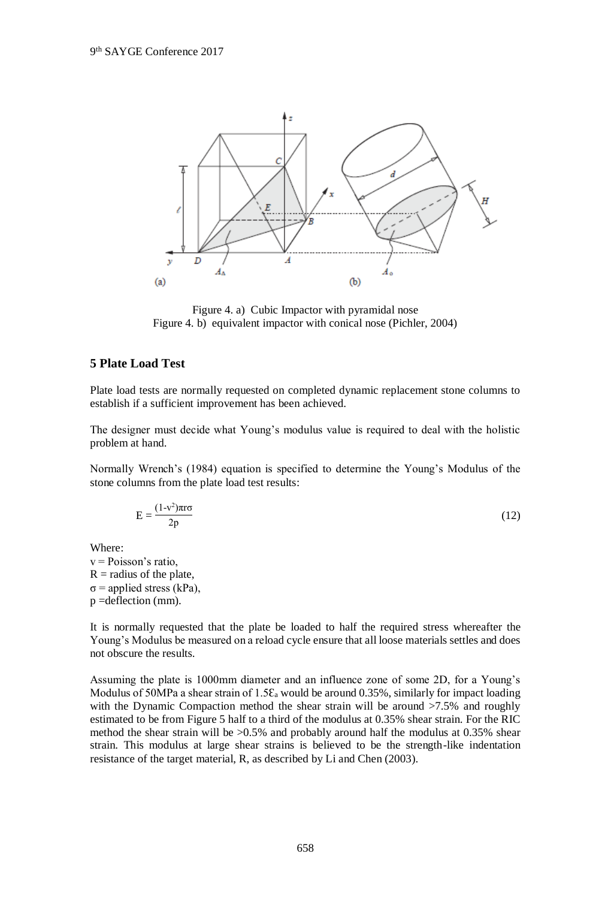Figure 4. a) Cubic Impactor with pyramidal nose
Figure 4. b) equivalent impactor with conical nose (Pichler, 2004)

## 5 Plate Load Test

Plate load tests are normally requested on completed dynamic replacement stone columns to establish if a sufficient improvement has been achieved.

The designer must decide what Young's modulus value is required to deal with the holistic problem at hand.

Normally Wrench's (1984) equation is specified to determine the Young's Modulus of the stone columns from the plate load test results:

$$E = \frac{(1-v^2)\pi r\sigma}{2p} \tag{12}$$

Where:
$v$ = Poisson's ratio,
$R$ = radius of the plate,
$\sigma$ = applied stress (kPa),
$p$ =deflection (mm).

It is normally requested that the plate be loaded to half the required stress whereafter the Young's Modulus be measured on a reload cycle ensure that all loose materials settles and does not obscure the results.

Assuming the plate is 1000mm diameter and an influence zone of some 2D, for a Young's Modulus of 50MPa a shear strain of $1.5\mathcal{E}_a$ would be around 0.35%, similarly for impact loading with the Dynamic Compaction method the shear strain will be around >7.5% and roughly estimated to be from Figure 5 half to a third of the modulus at 0.35% shear strain. For the RIC method the shear strain will be >0.5% and probably around half the modulus at 0.35% shear strain. This modulus at large shear strains is believed to be the strength-like indentation resistance of the target material, R, as described by Li and Chen (2003).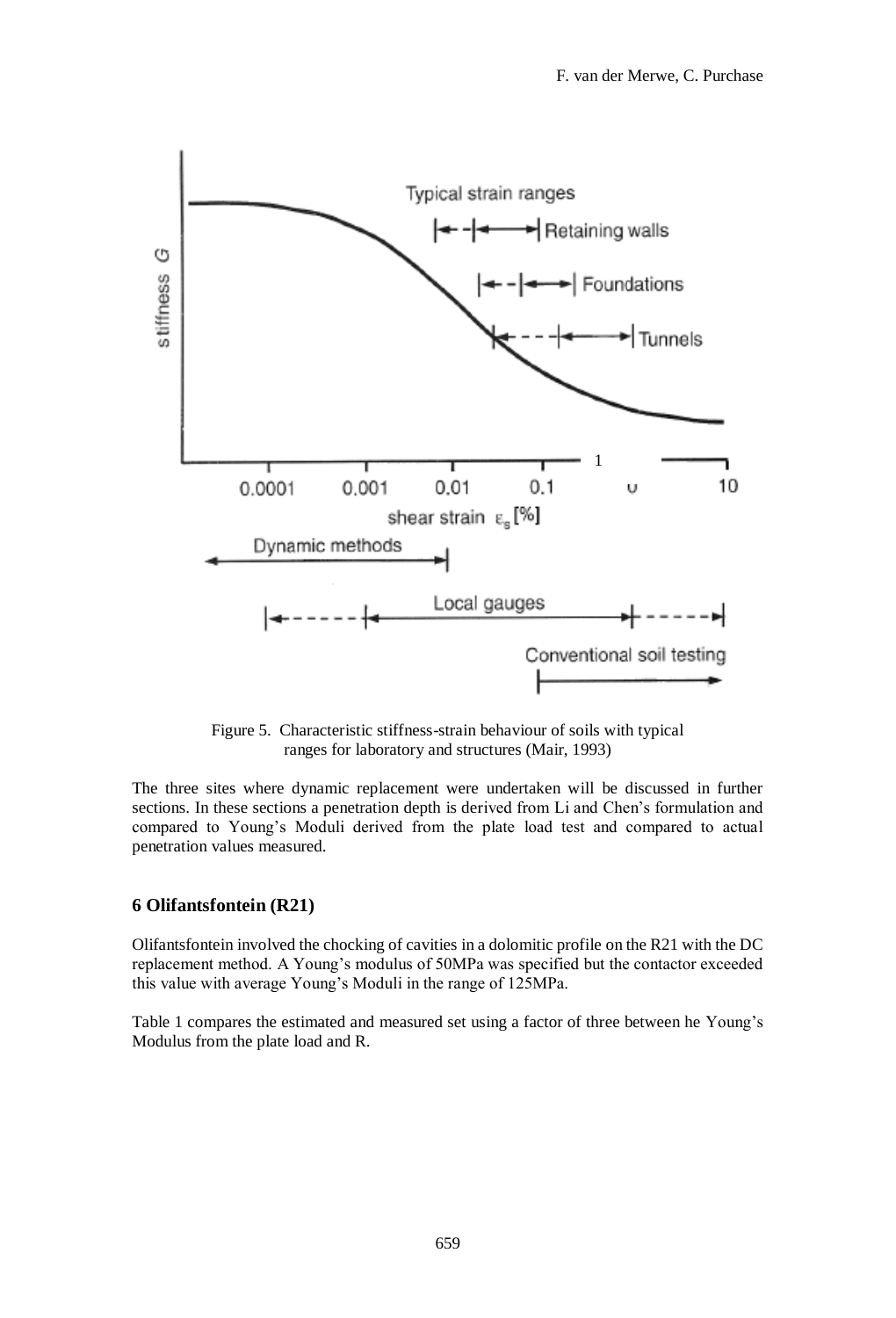Figure 5. Characteristic stiffness-strain behaviour of soils with typical ranges for laboratory and structures (Mair, 1993)

The three sites where dynamic replacement were undertaken will be discussed in further sections. In these sections a penetration depth is derived from Li and Chen's formulation and compared to Young's Moduli derived from the plate load test and compared to actual penetration values measured.

## 6 Olifantsfontein (R21)

Olifantsfontein involved the chocking of cavities in a dolomitic profile on the R21 with the DC replacement method. A Young's modulus of 50MPa was specified but the contactor exceeded this value with average Young's Moduli in the range of 125MPa.

Table 1 compares the estimated and measured set using a factor of three between he Young's Modulus from the plate load and R.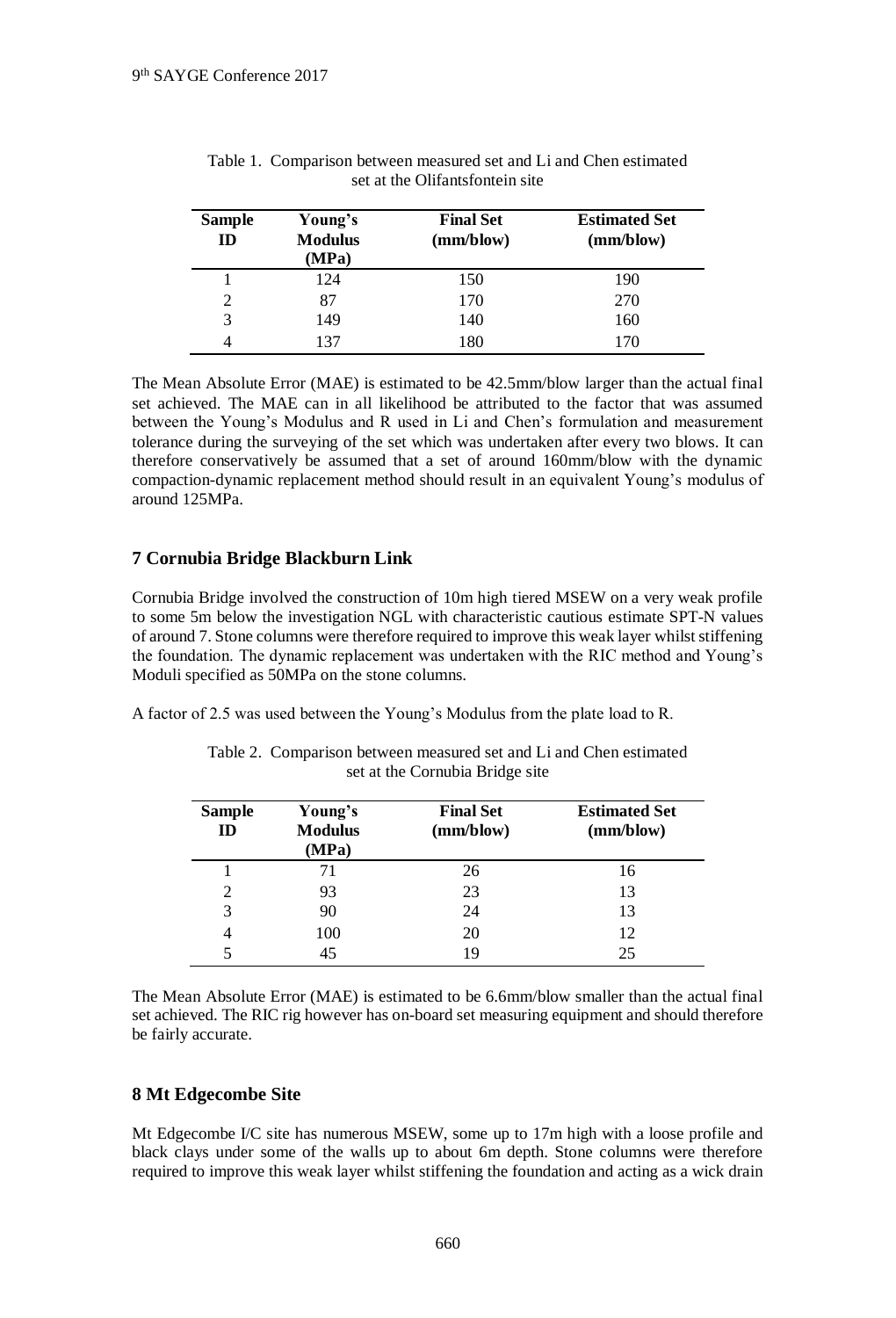Table 1. Comparison between measured set and Li and Chen estimated set at the Olifantsfontein site

| Sample ID | Young's Modulus (MPa) | Final Set (mm/blow) | Estimated Set (mm/blow) |
|---|---|---|---|
| 1 | 124 | 150 | 190 |
| 2 | 87 | 170 | 270 |
| 3 | 149 | 140 | 160 |
| 4 | 137 | 180 | 170 |

The Mean Absolute Error (MAE) is estimated to be 42.5mm/blow larger than the actual final set achieved. The MAE can in all likelihood be attributed to the factor that was assumed between the Young's Modulus and R used in Li and Chen's formulation and measurement tolerance during the surveying of the set which was undertaken after every two blows. It can therefore conservatively be assumed that a set of around 160mm/blow with the dynamic compaction-dynamic replacement method should result in an equivalent Young's modulus of around 125MPa.

## 7 Cornubia Bridge Blackburn Link

Cornubia Bridge involved the construction of 10m high tiered MSEW on a very weak profile to some 5m below the investigation NGL with characteristic cautious estimate SPT-N values of around 7. Stone columns were therefore required to improve this weak layer whilst stiffening the foundation. The dynamic replacement was undertaken with the RIC method and Young's Moduli specified as 50MPa on the stone columns.

A factor of 2.5 was used between the Young's Modulus from the plate load to R.

Table 2. Comparison between measured set and Li and Chen estimated set at the Cornubia Bridge site

| Sample ID | Young's Modulus (MPa) | Final Set (mm/blow) | Estimated Set (mm/blow) |
|---|---|---|---|
| 1 | 71 | 26 | 16 |
| 2 | 93 | 23 | 13 |
| 3 | 90 | 24 | 13 |
| 4 | 100 | 20 | 12 |
| 5 | 45 | 19 | 25 |

The Mean Absolute Error (MAE) is estimated to be 6.6mm/blow smaller than the actual final set achieved. The RIC rig however has on-board set measuring equipment and should therefore be fairly accurate.

## 8 Mt Edgecombe Site

Mt Edgecombe I/C site has numerous MSEW, some up to 17m high with a loose profile and black clays under some of the walls up to about 6m depth. Stone columns were therefore required to improve this weak layer whilst stiffening the foundation and acting as a wick drain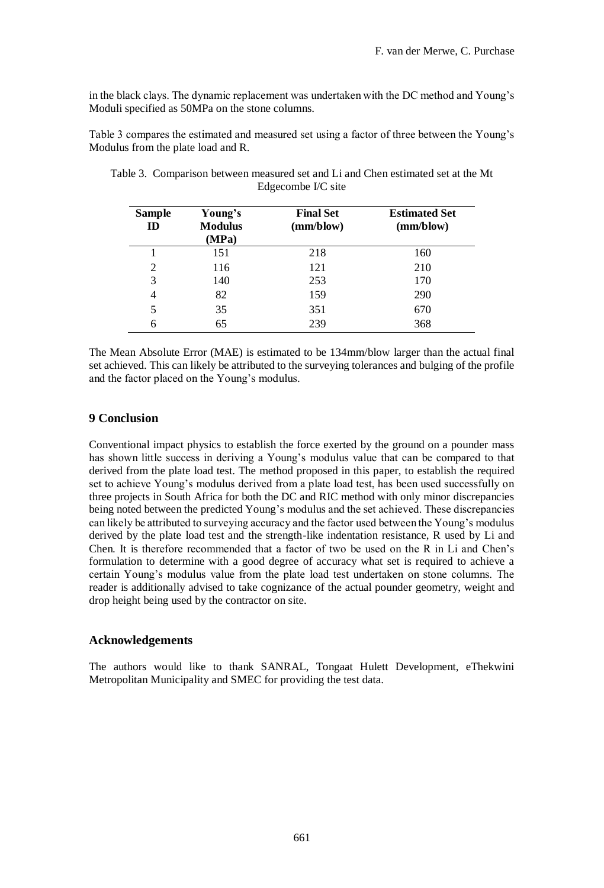in the black clays. The dynamic replacement was undertaken with the DC method and Young's Moduli specified as 50MPa on the stone columns.

Table 3 compares the estimated and measured set using a factor of three between the Young's Modulus from the plate load and R.

Table 3. Comparison between measured set and Li and Chen estimated set at the Mt Edgecombe I/C site

| Sample ID | Young's Modulus (MPa) | Final Set (mm/blow) | Estimated Set (mm/blow) |
|---|---|---|---|
| 1 | 151 | 218 | 160 |
| 2 | 116 | 121 | 210 |
| 3 | 140 | 253 | 170 |
| 4 | 82 | 159 | 290 |
| 5 | 35 | 351 | 670 |
| 6 | 65 | 239 | 368 |

The Mean Absolute Error (MAE) is estimated to be 134mm/blow larger than the actual final set achieved. This can likely be attributed to the surveying tolerances and bulging of the profile and the factor placed on the Young's modulus.

## 9 Conclusion

Conventional impact physics to establish the force exerted by the ground on a pounder mass has shown little success in deriving a Young's modulus value that can be compared to that derived from the plate load test. The method proposed in this paper, to establish the required set to achieve Young's modulus derived from a plate load test, has been used successfully on three projects in South Africa for both the DC and RIC method with only minor discrepancies being noted between the predicted Young's modulus and the set achieved. These discrepancies can likely be attributed to surveying accuracy and the factor used between the Young's modulus derived by the plate load test and the strength-like indentation resistance, R used by Li and Chen. It is therefore recommended that a factor of two be used on the R in Li and Chen's formulation to determine with a good degree of accuracy what set is required to achieve a certain Young's modulus value from the plate load test undertaken on stone columns. The reader is additionally advised to take cognizance of the actual pounder geometry, weight and drop height being used by the contractor on site.

## Acknowledgements

The authors would like to thank SANRAL, Tongaat Hulett Development, eThekwini Metropolitan Municipality and SMEC for providing the test data.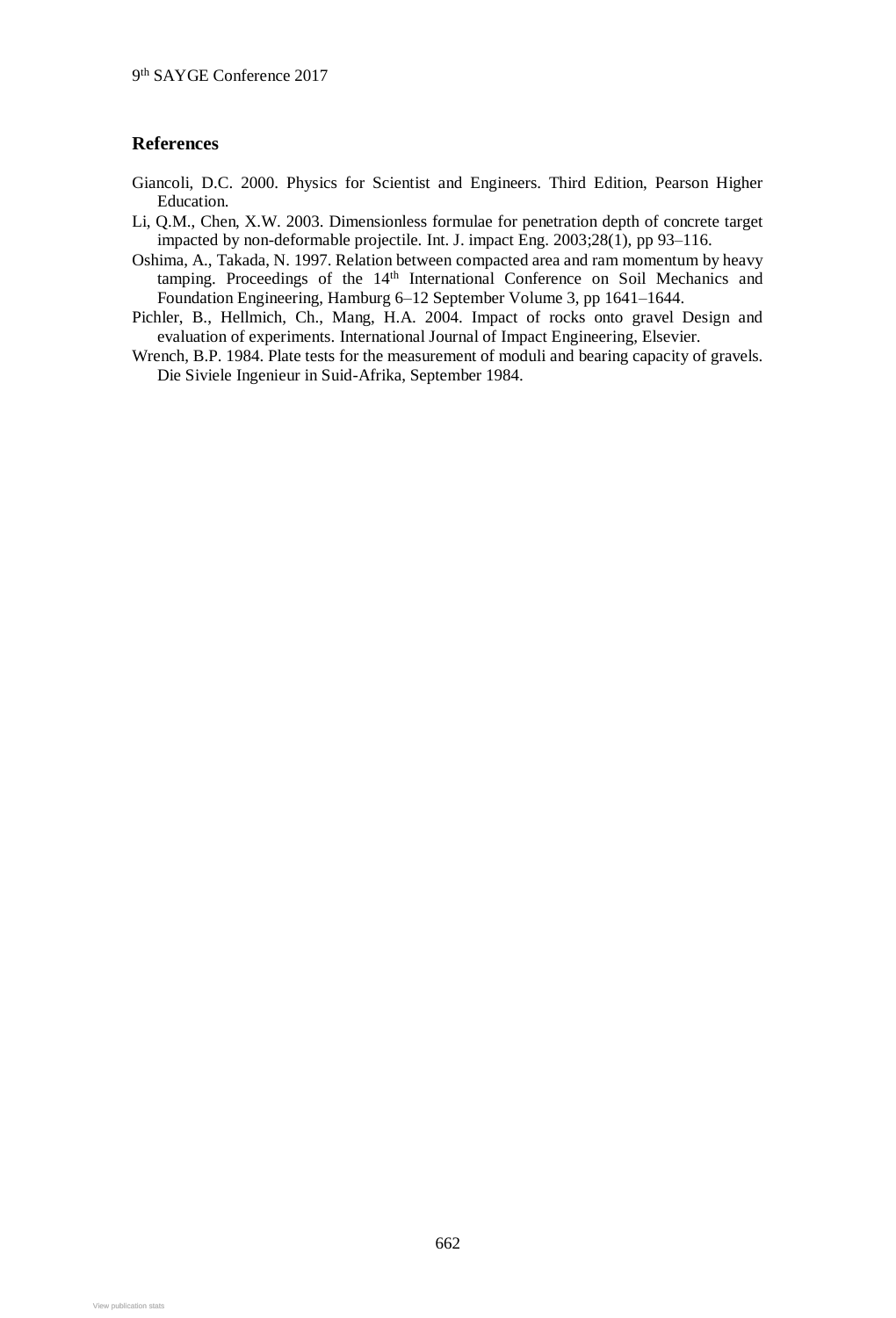## References

Giancoli, D.C. 2000. Physics for Scientist and Engineers. Third Edition, Pearson Higher Education.

Li, Q.M., Chen, X.W. 2003. Dimensionless formulae for penetration depth of concrete target impacted by non-deformable projectile. Int. J. impact Eng. 2003;28(1), pp 93–116.

Oshima, A., Takada, N. 1997. Relation between compacted area and ram momentum by heavy tamping. Proceedings of the 14th International Conference on Soil Mechanics and Foundation Engineering, Hamburg 6–12 September Volume 3, pp 1641–1644.

Pichler, B., Hellmich, Ch., Mang, H.A. 2004. Impact of rocks onto gravel Design and evaluation of experiments. International Journal of Impact Engineering, Elsevier.

Wrench, B.P. 1984. Plate tests for the measurement of moduli and bearing capacity of gravels. Die Siviele Ingenieur in Suid-Afrika, September 1984.